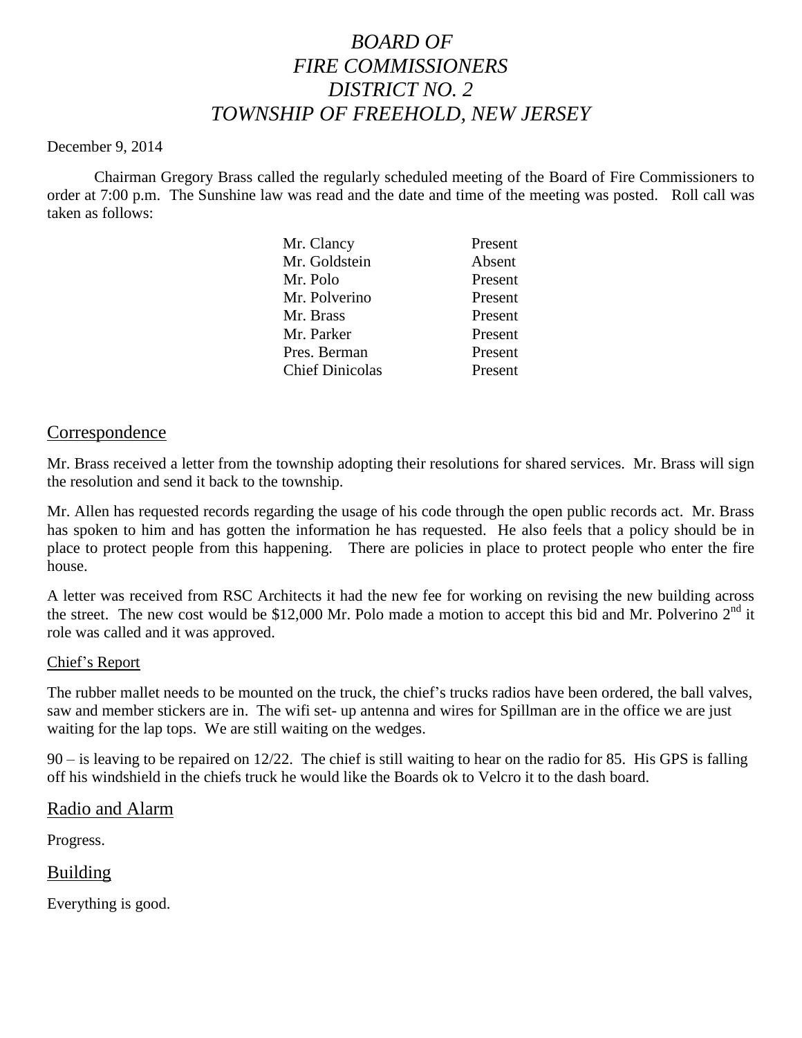# *BOARD OF FIRE COMMISSIONERS DISTRICT NO. 2 TOWNSHIP OF FREEHOLD, NEW JERSEY*

December 9, 2014

Chairman Gregory Brass called the regularly scheduled meeting of the Board of Fire Commissioners to order at 7:00 p.m. The Sunshine law was read and the date and time of the meeting was posted. Roll call was taken as follows:

| | |
|---|---|
| Mr. Clancy | Present |
| Mr. Goldstein | Absent |
| Mr. Polo | Present |
| Mr. Polverino | Present |
| Mr. Brass | Present |
| Mr. Parker | Present |
| Pres. Berman | Present |
| Chief Dinicolas | Present |

## Correspondence

Mr. Brass received a letter from the township adopting their resolutions for shared services. Mr. Brass will sign the resolution and send it back to the township.

Mr. Allen has requested records regarding the usage of his code through the open public records act. Mr. Brass has spoken to him and has gotten the information he has requested. He also feels that a policy should be in place to protect people from this happening. There are policies in place to protect people who enter the fire house.

A letter was received from RSC Architects it had the new fee for working on revising the new building across the street. The new cost would be $12,000 Mr. Polo made a motion to accept this bid and Mr. Polverino 2nd it role was called and it was approved.

### Chief's Report

The rubber mallet needs to be mounted on the truck, the chief's trucks radios have been ordered, the ball valves, saw and member stickers are in. The wifi set- up antenna and wires for Spillman are in the office we are just waiting for the lap tops. We are still waiting on the wedges.

90 – is leaving to be repaired on 12/22. The chief is still waiting to hear on the radio for 85. His GPS is falling off his windshield in the chiefs truck he would like the Boards ok to Velcro it to the dash board.

## Radio and Alarm

Progress.

## Building

Everything is good.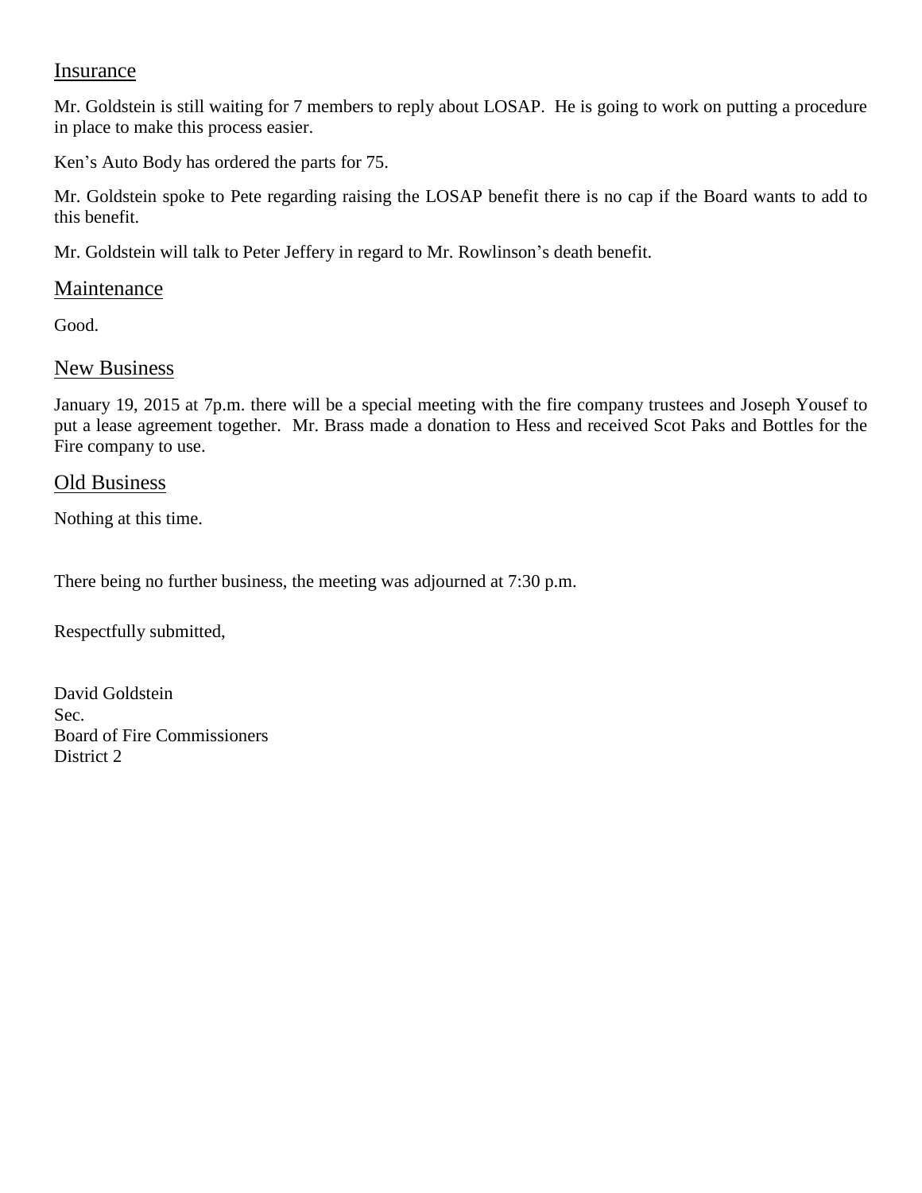## Insurance

Mr. Goldstein is still waiting for 7 members to reply about LOSAP. He is going to work on putting a procedure in place to make this process easier.

Ken's Auto Body has ordered the parts for 75.

Mr. Goldstein spoke to Pete regarding raising the LOSAP benefit there is no cap if the Board wants to add to this benefit.

Mr. Goldstein will talk to Peter Jeffery in regard to Mr. Rowlinson's death benefit.

## Maintenance

Good.

## New Business

January 19, 2015 at 7p.m. there will be a special meeting with the fire company trustees and Joseph Yousef to put a lease agreement together. Mr. Brass made a donation to Hess and received Scot Paks and Bottles for the Fire company to use.

## Old Business

Nothing at this time.

There being no further business, the meeting was adjourned at 7:30 p.m.

Respectfully submitted,

David Goldstein
Sec.
Board of Fire Commissioners
District 2